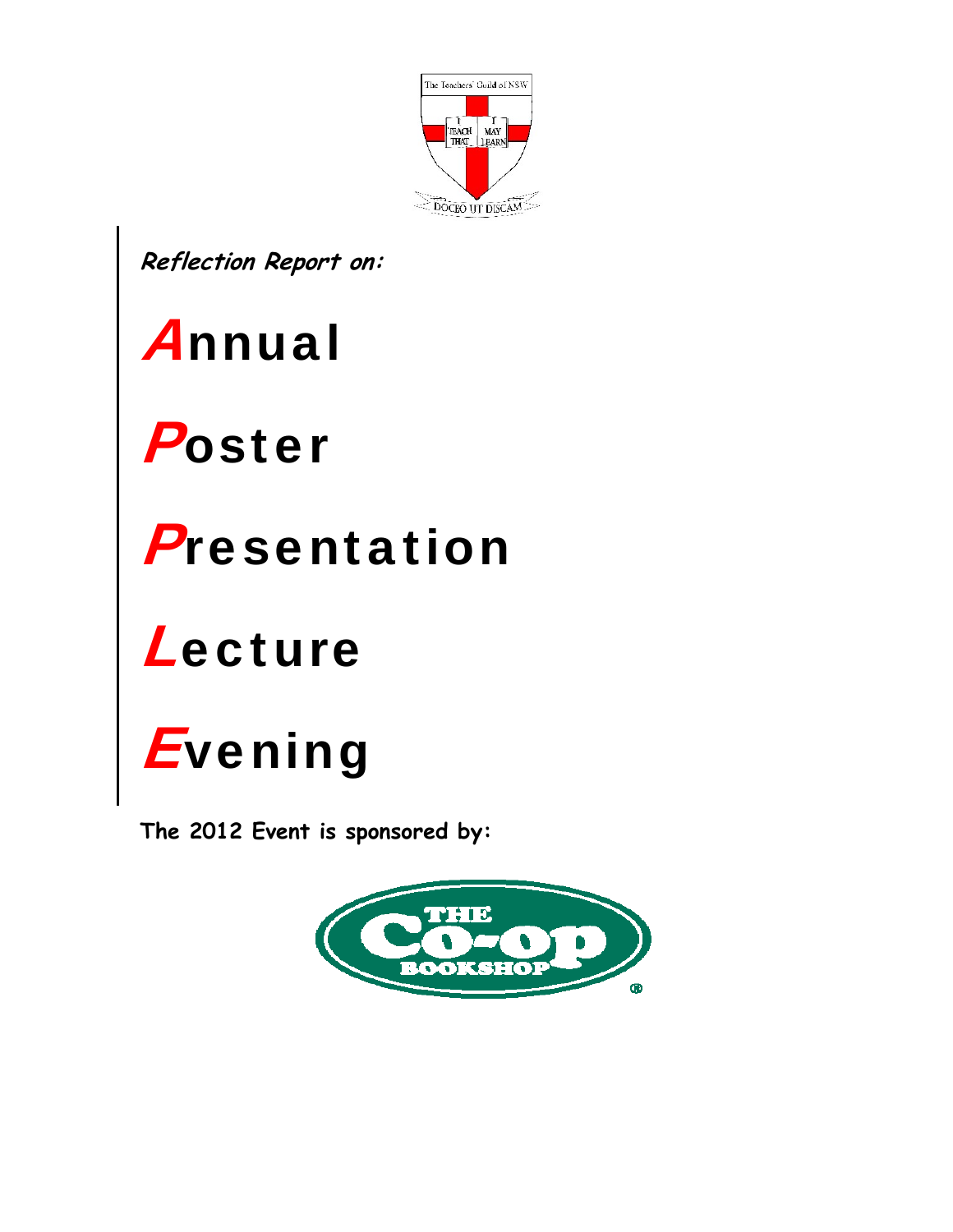*Reflection Report on:*

# Annual

# Poster

# Presentation

# Lecture

# Evening

**The 2012 Event is sponsored by:**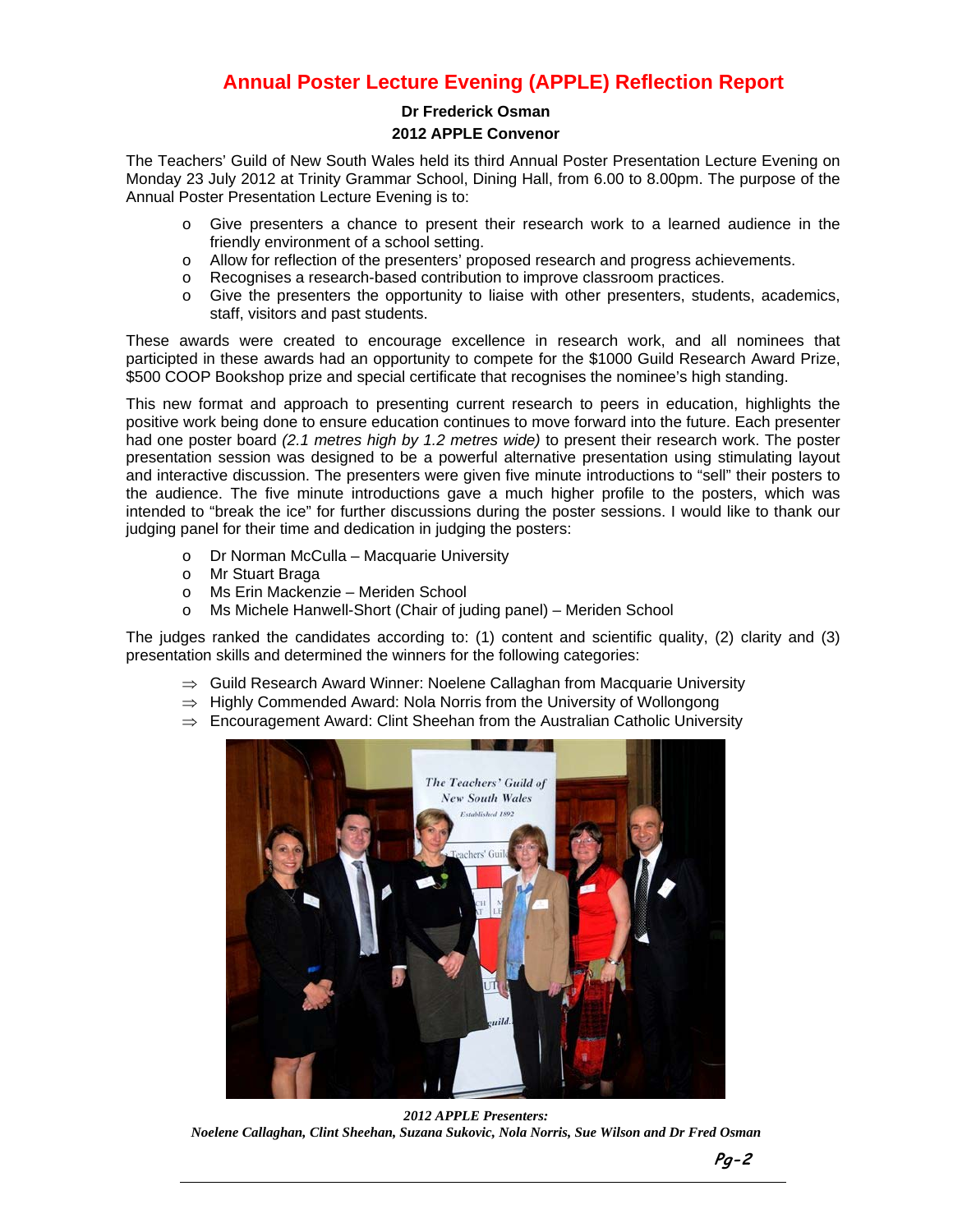# Annual Poster Lecture Evening (APPLE) Reflection Report

**Dr Frederick Osman**
**2012 APPLE Convenor**

The Teachers' Guild of New South Wales held its third Annual Poster Presentation Lecture Evening on Monday 23 July 2012 at Trinity Grammar School, Dining Hall, from 6.00 to 8.00pm. The purpose of the Annual Poster Presentation Lecture Evening is to:

- Give presenters a chance to present their research work to a learned audience in the friendly environment of a school setting.
- Allow for reflection of the presenters' proposed research and progress achievements.
- Recognises a research-based contribution to improve classroom practices.
- Give the presenters the opportunity to liaise with other presenters, students, academics, staff, visitors and past students.

These awards were created to encourage excellence in research work, and all nominees that participated in these awards had an opportunity to compete for the $1000 Guild Research Award Prize, $500 COOP Bookshop prize and special certificate that recognises the nominee's high standing.

This new format and approach to presenting current research to peers in education, highlights the positive work being done to ensure education continues to move forward into the future. Each presenter had one poster board *(2.1 metres high by 1.2 metres wide)* to present their research work. The poster presentation session was designed to be a powerful alternative presentation using stimulating layout and interactive discussion. The presenters were given five minute introductions to "sell" their posters to the audience. The five minute introductions gave a much higher profile to the posters, which was intended to "break the ice" for further discussions during the poster sessions. I would like to thank our judging panel for their time and dedication in judging the posters:

- Dr Norman McCulla – Macquarie University
- Mr Stuart Braga
- Ms Erin Mackenzie – Meriden School
- Ms Michele Hanwell-Short (Chair of juding panel) – Meriden School

The judges ranked the candidates according to: (1) content and scientific quality, (2) clarity and (3) presentation skills and determined the winners for the following categories:

- ⇒ Guild Research Award Winner: Noelene Callaghan from Macquarie University
- ⇒ Highly Commended Award: Nola Norris from the University of Wollongong
- ⇒ Encouragement Award: Clint Sheehan from the Australian Catholic University

***2012 APPLE Presenters:***
***Noelene Callaghan, Clint Sheehan, Suzana Sukovic, Nola Norris, Sue Wilson and Dr Fred Osman***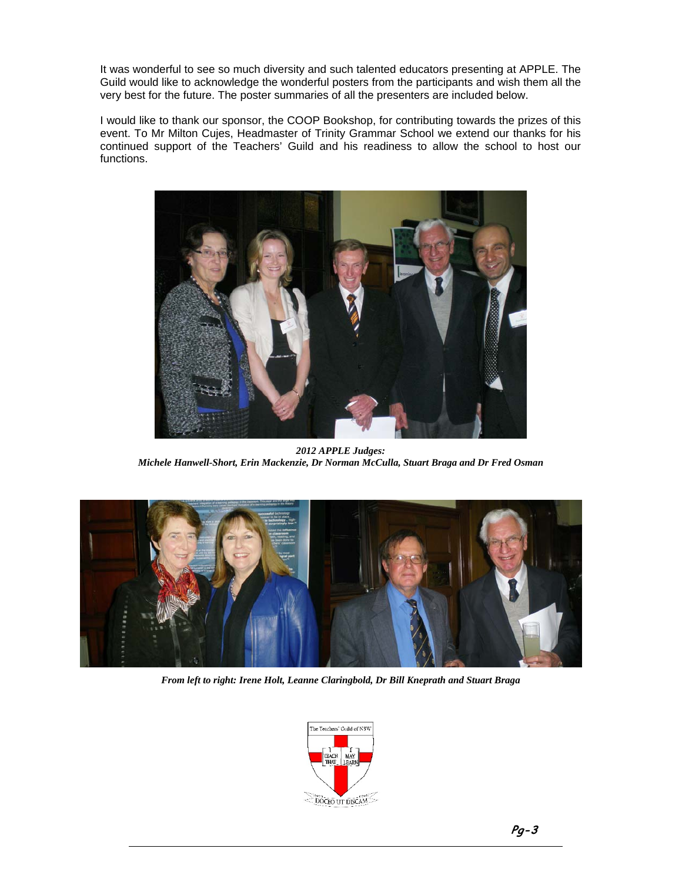It was wonderful to see so much diversity and such talented educators presenting at APPLE. The Guild would like to acknowledge the wonderful posters from the participants and wish them all the very best for the future. The poster summaries of all the presenters are included below.

I would like to thank our sponsor, the COOP Bookshop, for contributing towards the prizes of this event. To Mr Milton Cujes, Headmaster of Trinity Grammar School we extend our thanks for his continued support of the Teachers' Guild and his readiness to allow the school to host our functions.

***2012 APPLE Judges:***
***Michele Hanwell-Short, Erin Mackenzie, Dr Norman McCulla, Stuart Braga and Dr Fred Osman***

***From left to right: Irene Holt, Leanne Claringbold, Dr Bill Kneprath and Stuart Braga***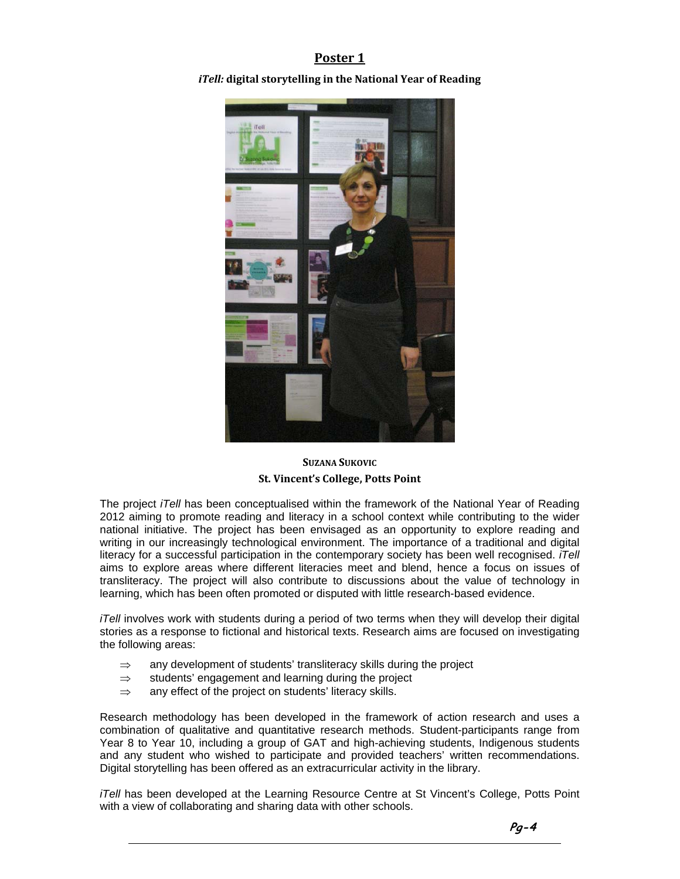## Poster 1

### *iTell:* digital storytelling in the National Year of Reading

**SUZANA SUKOVIC**

**St. Vincent's College, Potts Point**

The project *iTell* has been conceptualised within the framework of the National Year of Reading 2012 aiming to promote reading and literacy in a school context while contributing to the wider national initiative. The project has been envisaged as an opportunity to explore reading and writing in our increasingly technological environment. The importance of a traditional and digital literacy for a successful participation in the contemporary society has been well recognised. *iTell* aims to explore areas where different literacies meet and blend, hence a focus on issues of transliteracy. The project will also contribute to discussions about the value of technology in learning, which has been often promoted or disputed with little research-based evidence.

*iTell* involves work with students during a period of two terms when they will develop their digital stories as a response to fictional and historical texts. Research aims are focused on investigating the following areas:

- ⇒ any development of students' transliteracy skills during the project
- ⇒ students' engagement and learning during the project
- ⇒ any effect of the project on students' literacy skills.

Research methodology has been developed in the framework of action research and uses a combination of qualitative and quantitative research methods. Student-participants range from Year 8 to Year 10, including a group of GAT and high-achieving students, Indigenous students and any student who wished to participate and provided teachers' written recommendations. Digital storytelling has been offered as an extracurricular activity in the library.

*iTell* has been developed at the Learning Resource Centre at St Vincent's College, Potts Point with a view of collaborating and sharing data with other schools.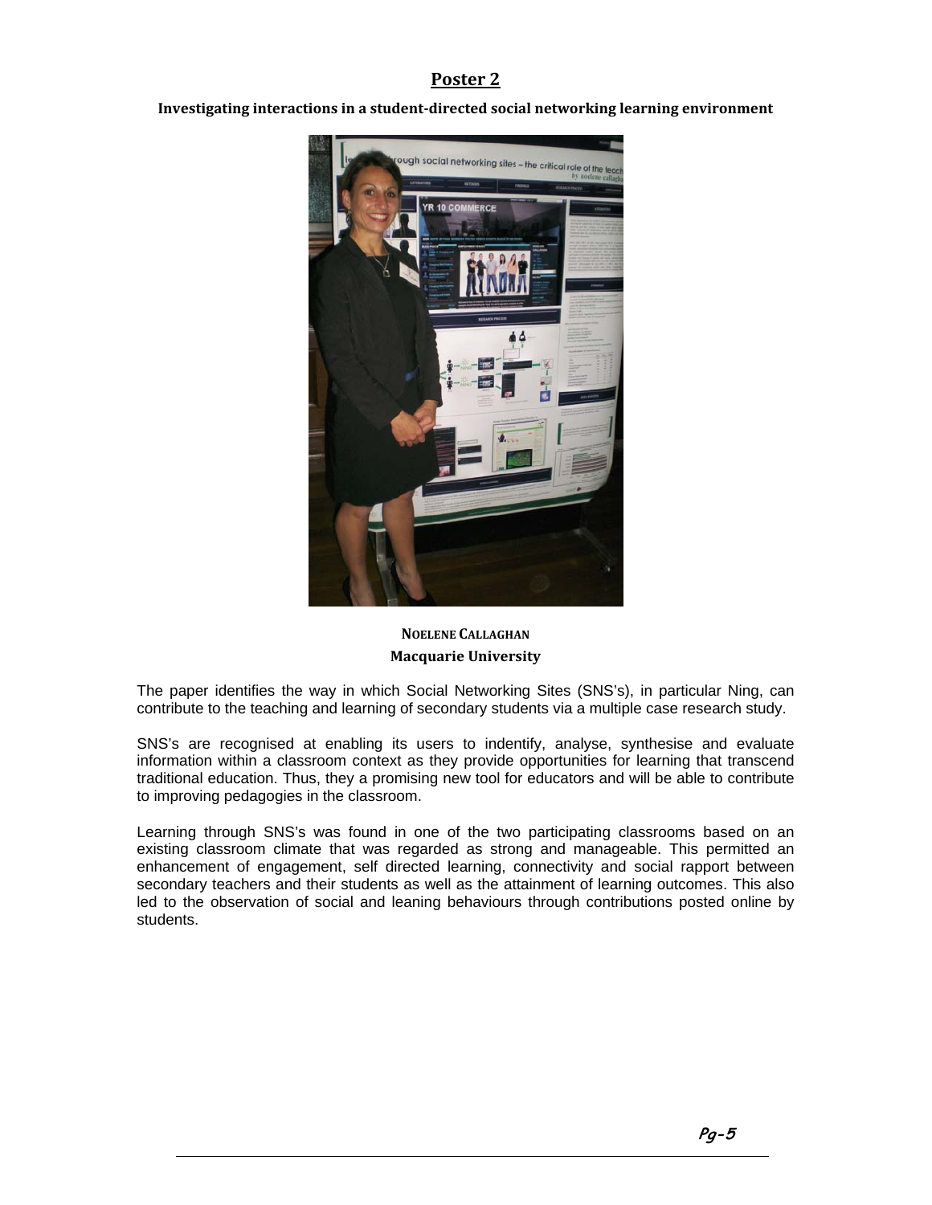## Poster 2

**Investigating interactions in a student-directed social networking learning environment**

**NOELENE CALLAGHAN**
**Macquarie University**

The paper identifies the way in which Social Networking Sites (SNS's), in particular Ning, can contribute to the teaching and learning of secondary students via a multiple case research study.

SNS's are recognised at enabling its users to indentify, analyse, synthesise and evaluate information within a classroom context as they provide opportunities for learning that transcend traditional education. Thus, they a promising new tool for educators and will be able to contribute to improving pedagogies in the classroom.

Learning through SNS's was found in one of the two participating classrooms based on an existing classroom climate that was regarded as strong and manageable. This permitted an enhancement of engagement, self directed learning, connectivity and social rapport between secondary teachers and their students as well as the attainment of learning outcomes. This also led to the observation of social and leaning behaviours through contributions posted online by students.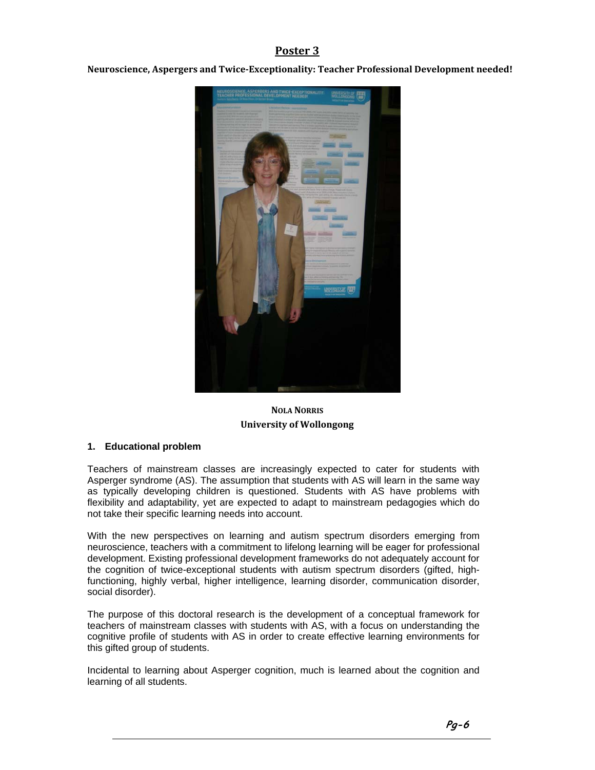# Poster 3

**Neuroscience, Aspergers and Twice-Exceptionality: Teacher Professional Development needed!**

**NOLA NORRIS**
**University of Wollongong**

### 1. Educational problem

Teachers of mainstream classes are increasingly expected to cater for students with Asperger syndrome (AS). The assumption that students with AS will learn in the same way as typically developing children is questioned. Students with AS have problems with flexibility and adaptability, yet are expected to adapt to mainstream pedagogies which do not take their specific learning needs into account.

With the new perspectives on learning and autism spectrum disorders emerging from neuroscience, teachers with a commitment to lifelong learning will be eager for professional development. Existing professional development frameworks do not adequately account for the cognition of twice-exceptional students with autism spectrum disorders (gifted, high-functioning, highly verbal, higher intelligence, learning disorder, communication disorder, social disorder).

The purpose of this doctoral research is the development of a conceptual framework for teachers of mainstream classes with students with AS, with a focus on understanding the cognitive profile of students with AS in order to create effective learning environments for this gifted group of students.

Incidental to learning about Asperger cognition, much is learned about the cognition and learning of all students.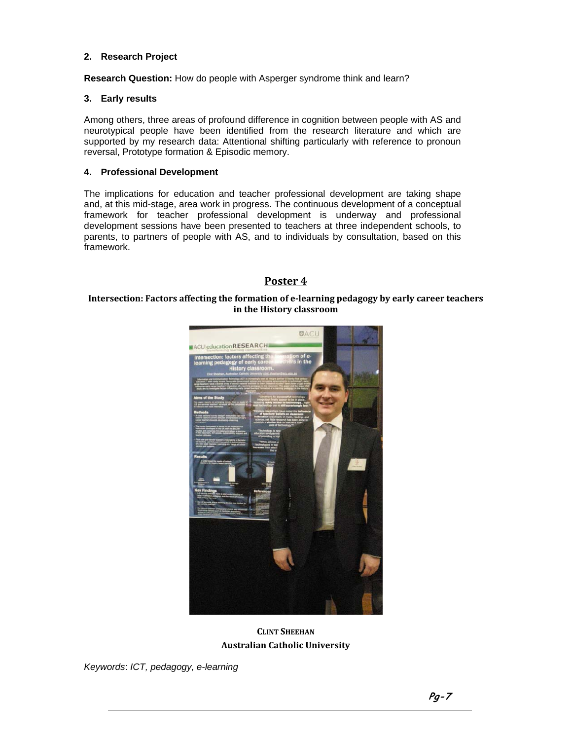### 2. Research Project

**Research Question:** How do people with Asperger syndrome think and learn?

### 3. Early results

Among others, three areas of profound difference in cognition between people with AS and neurotypical people have been identified from the research literature and which are supported by my research data: Attentional shifting particularly with reference to pronoun reversal, Prototype formation & Episodic memory.

### 4. Professional Development

The implications for education and teacher professional development are taking shape and, at this mid-stage, area work in progress. The continuous development of a conceptual framework for teacher professional development is underway and professional development sessions have been presented to teachers at three independent schools, to parents, to partners of people with AS, and to individuals by consultation, based on this framework.

## Poster 4

**Intersection: Factors affecting the formation of e-learning pedagogy by early career teachers in the History classroom**

**CLINT SHEEHAN**
**Australian Catholic University**

*Keywords*: *ICT, pedagogy, e-learning*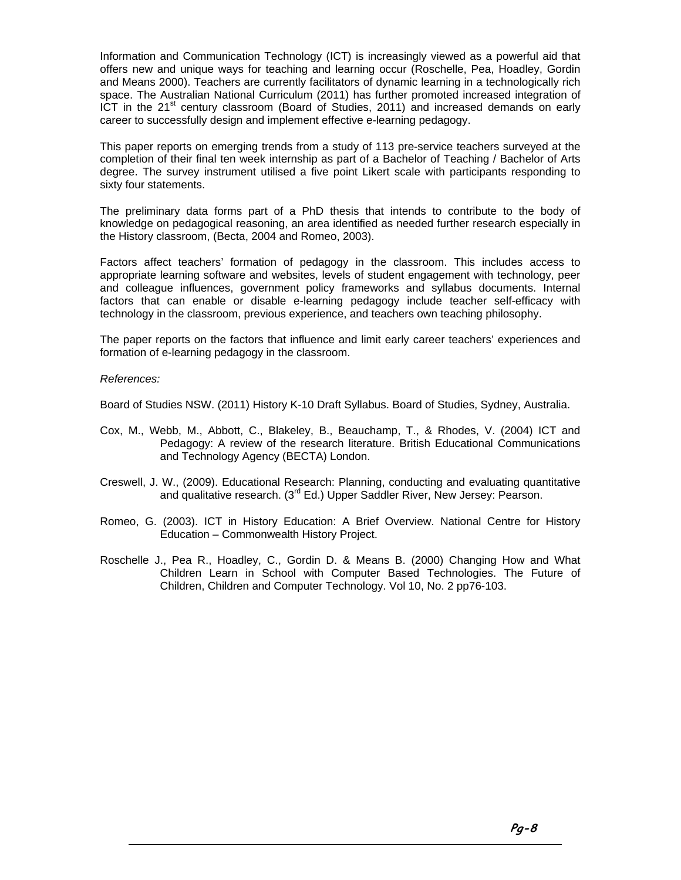Information and Communication Technology (ICT) is increasingly viewed as a powerful aid that offers new and unique ways for teaching and learning occur (Roschelle, Pea, Hoadley, Gordin and Means 2000). Teachers are currently facilitators of dynamic learning in a technologically rich space. The Australian National Curriculum (2011) has further promoted increased integration of ICT in the 21st century classroom (Board of Studies, 2011) and increased demands on early career to successfully design and implement effective e-learning pedagogy.

This paper reports on emerging trends from a study of 113 pre-service teachers surveyed at the completion of their final ten week internship as part of a Bachelor of Teaching / Bachelor of Arts degree. The survey instrument utilised a five point Likert scale with participants responding to sixty four statements.

The preliminary data forms part of a PhD thesis that intends to contribute to the body of knowledge on pedagogical reasoning, an area identified as needed further research especially in the History classroom, (Becta, 2004 and Romeo, 2003).

Factors affect teachers' formation of pedagogy in the classroom. This includes access to appropriate learning software and websites, levels of student engagement with technology, peer and colleague influences, government policy frameworks and syllabus documents. Internal factors that can enable or disable e-learning pedagogy include teacher self-efficacy with technology in the classroom, previous experience, and teachers own teaching philosophy.

The paper reports on the factors that influence and limit early career teachers' experiences and formation of e-learning pedagogy in the classroom.

*References:*

Board of Studies NSW. (2011) History K-10 Draft Syllabus. Board of Studies, Sydney, Australia.

Cox, M., Webb, M., Abbott, C., Blakeley, B., Beauchamp, T., & Rhodes, V. (2004) ICT and Pedagogy: A review of the research literature. British Educational Communications and Technology Agency (BECTA) London.

Creswell, J. W., (2009). Educational Research: Planning, conducting and evaluating quantitative and qualitative research. (3rd Ed.) Upper Saddler River, New Jersey: Pearson.

Romeo, G. (2003). ICT in History Education: A Brief Overview. National Centre for History Education – Commonwealth History Project.

Roschelle J., Pea R., Hoadley, C., Gordin D. & Means B. (2000) Changing How and What Children Learn in School with Computer Based Technologies. The Future of Children, Children and Computer Technology. Vol 10, No. 2 pp76-103.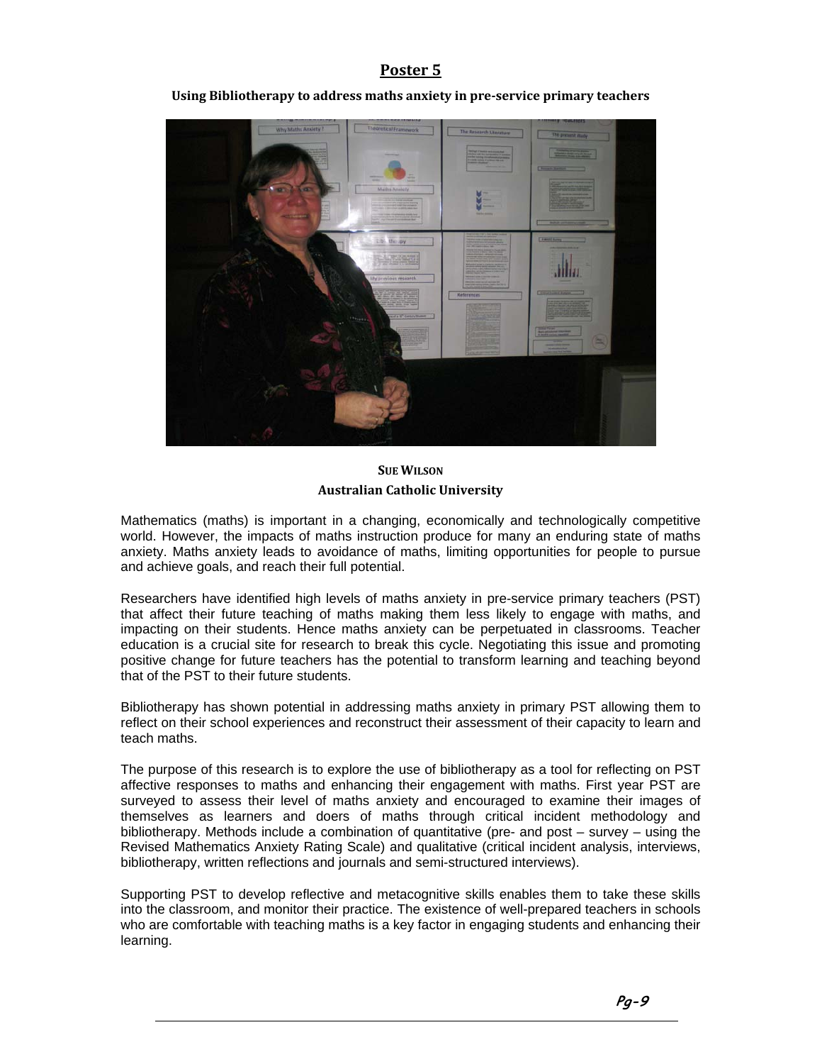# Poster 5

**Using Bibliotherapy to address maths anxiety in pre-service primary teachers**

**SUE WILSON**

**Australian Catholic University**

Mathematics (maths) is important in a changing, economically and technologically competitive world. However, the impacts of maths instruction produce for many an enduring state of maths anxiety. Maths anxiety leads to avoidance of maths, limiting opportunities for people to pursue and achieve goals, and reach their full potential.

Researchers have identified high levels of maths anxiety in pre-service primary teachers (PST) that affect their future teaching of maths making them less likely to engage with maths, and impacting on their students. Hence maths anxiety can be perpetuated in classrooms. Teacher education is a crucial site for research to break this cycle. Negotiating this issue and promoting positive change for future teachers has the potential to transform learning and teaching beyond that of the PST to their future students.

Bibliotherapy has shown potential in addressing maths anxiety in primary PST allowing them to reflect on their school experiences and reconstruct their assessment of their capacity to learn and teach maths.

The purpose of this research is to explore the use of bibliotherapy as a tool for reflecting on PST affective responses to maths and enhancing their engagement with maths. First year PST are surveyed to assess their level of maths anxiety and encouraged to examine their images of themselves as learners and doers of maths through critical incident methodology and bibliotherapy. Methods include a combination of quantitative (pre- and post – survey – using the Revised Mathematics Anxiety Rating Scale) and qualitative (critical incident analysis, interviews, bibliotherapy, written reflections and journals and semi-structured interviews).

Supporting PST to develop reflective and metacognitive skills enables them to take these skills into the classroom, and monitor their practice. The existence of well-prepared teachers in schools who are comfortable with teaching maths is a key factor in engaging students and enhancing their learning.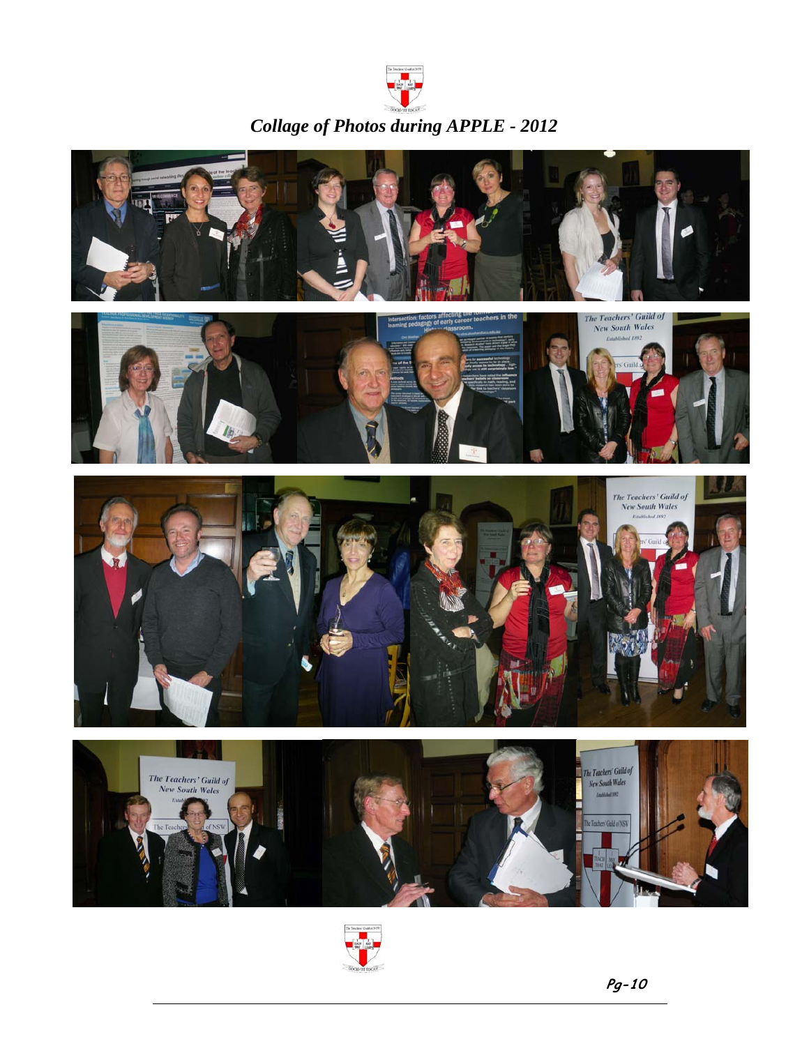*Collage of Photos during APPLE - 2012*